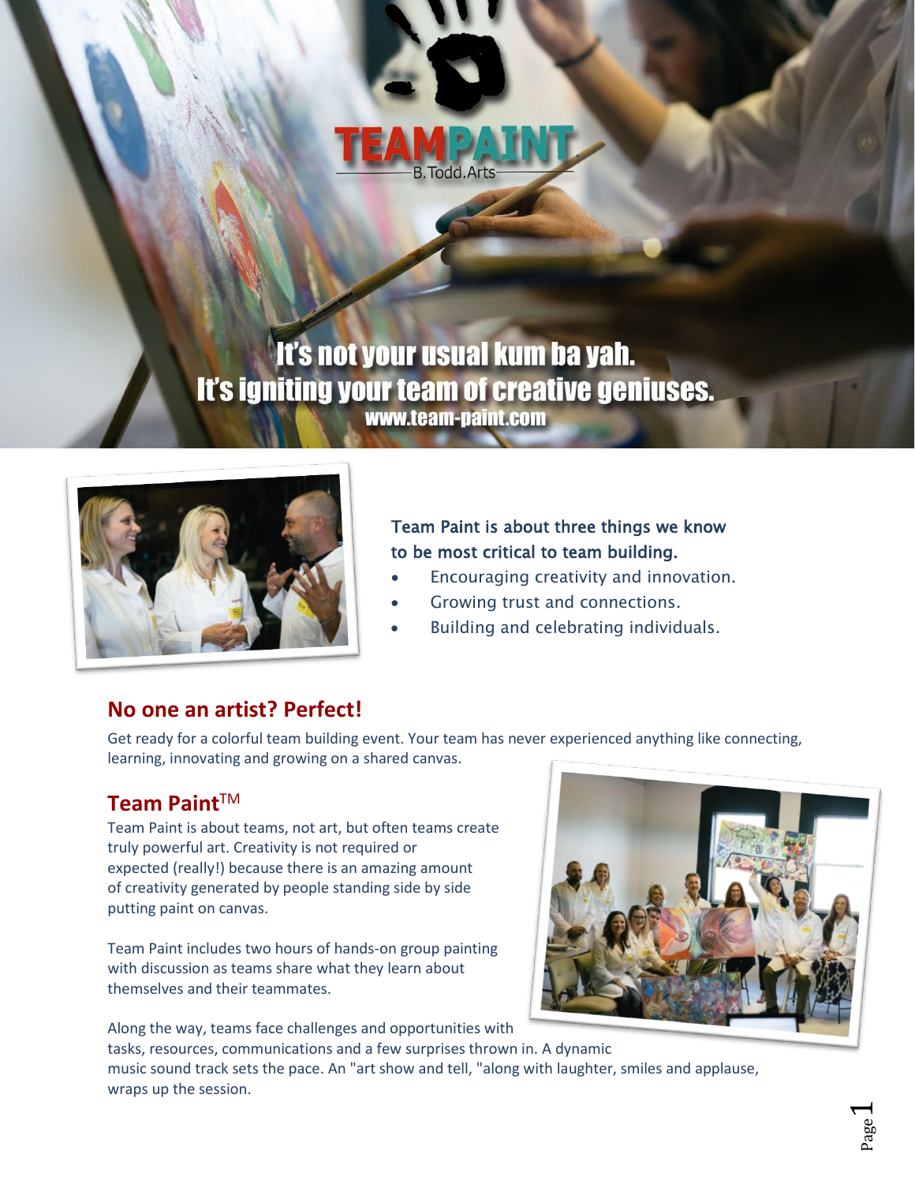TEAMPAINT

B.Todd.Arts

It's not your usual kum ba yah.
It's igniting your team of creative geniuses.

www.team-paint.com

Team Paint is about three things we know to be most critical to team building.

- Encouraging creativity and innovation.
- Growing trust and connections.
- Building and celebrating individuals.

## No one an artist? Perfect!

Get ready for a colorful team building event. Your team has never experienced anything like connecting, learning, innovating and growing on a shared canvas.

## Team Paint™

Team Paint is about teams, not art, but often teams create truly powerful art. Creativity is not required or expected (really!) because there is an amazing amount of creativity generated by people standing side by side putting paint on canvas.

Team Paint includes two hours of hands-on group painting with discussion as teams share what they learn about themselves and their teammates.

Along the way, teams face challenges and opportunities with tasks, resources, communications and a few surprises thrown in. A dynamic music sound track sets the pace. An "art show and tell, "along with laughter, smiles and applause, wraps up the session.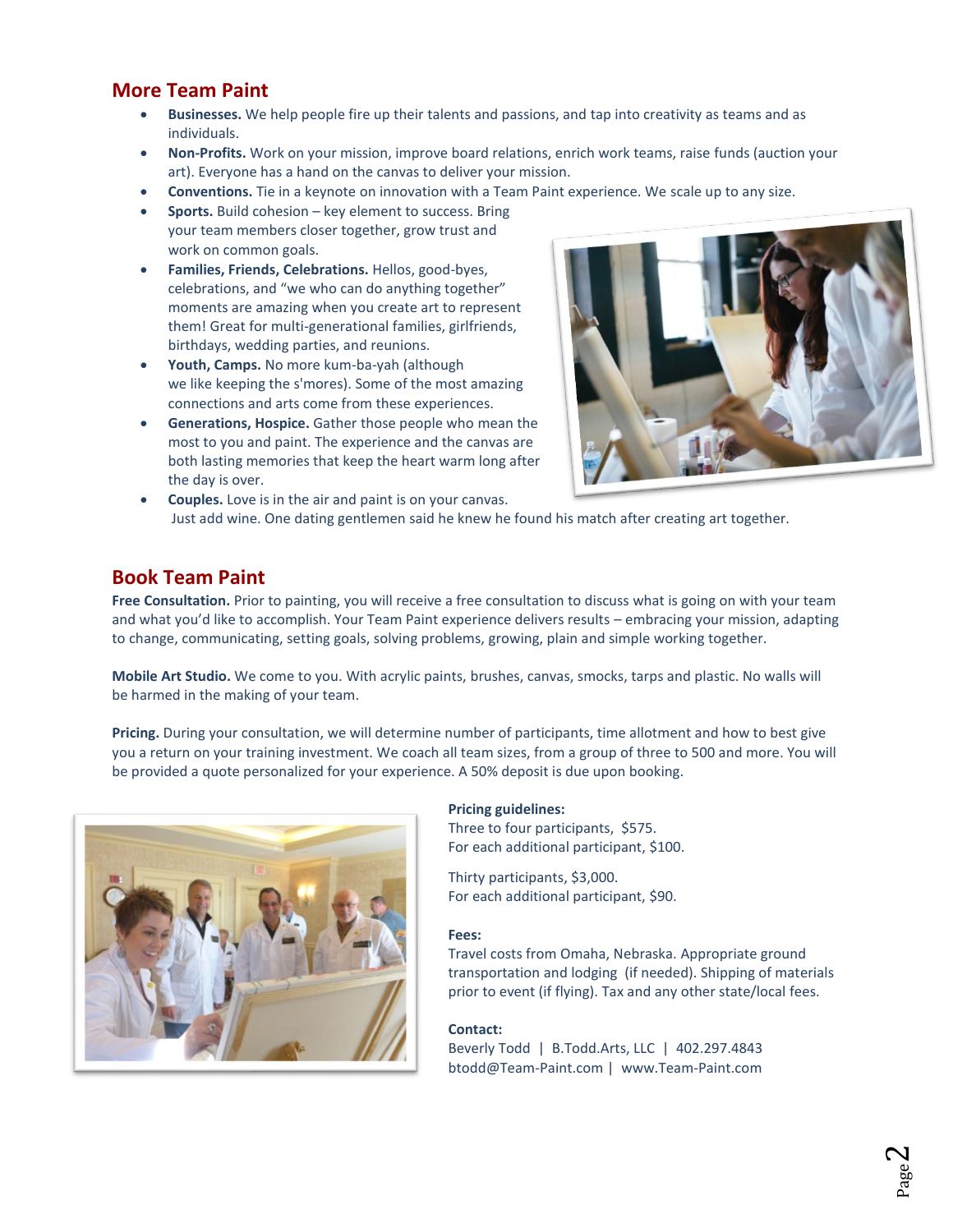## More Team Paint

- **Businesses.** We help people fire up their talents and passions, and tap into creativity as teams and as individuals.
- **Non-Profits.** Work on your mission, improve board relations, enrich work teams, raise funds (auction your art). Everyone has a hand on the canvas to deliver your mission.
- **Conventions.** Tie in a keynote on innovation with a Team Paint experience. We scale up to any size.
- **Sports.** Build cohesion – key element to success. Bring your team members closer together, grow trust and work on common goals.
- **Families, Friends, Celebrations.** Hellos, good-byes, celebrations, and "we who can do anything together" moments are amazing when you create art to represent them! Great for multi-generational families, girlfriends, birthdays, wedding parties, and reunions.
- **Youth, Camps.** No more kum-ba-yah (although we like keeping the s'mores). Some of the most amazing connections and arts come from these experiences.
- **Generations, Hospice.** Gather those people who mean the most to you and paint. The experience and the canvas are both lasting memories that keep the heart warm long after the day is over.
- **Couples.** Love is in the air and paint is on your canvas. Just add wine. One dating gentlemen said he knew he found his match after creating art together.

## Book Team Paint

**Free Consultation.** Prior to painting, you will receive a free consultation to discuss what is going on with your team and what you'd like to accomplish. Your Team Paint experience delivers results – embracing your mission, adapting to change, communicating, setting goals, solving problems, growing, plain and simple working together.

**Mobile Art Studio.** We come to you. With acrylic paints, brushes, canvas, smocks, tarps and plastic. No walls will be harmed in the making of your team.

**Pricing.** During your consultation, we will determine number of participants, time allotment and how to best give you a return on your training investment. We coach all team sizes, from a group of three to 500 and more. You will be provided a quote personalized for your experience. A 50% deposit is due upon booking.

**Pricing guidelines:**
Three to four participants, $575.
For each additional participant, $100.

Thirty participants, $3,000.
For each additional participant, $90.

**Fees:**
Travel costs from Omaha, Nebraska. Appropriate ground transportation and lodging (if needed). Shipping of materials prior to event (if flying). Tax and any other state/local fees.

**Contact:**
Beverly Todd | B.Todd.Arts, LLC | 402.297.4843
btodd@Team-Paint.com | www.Team-Paint.com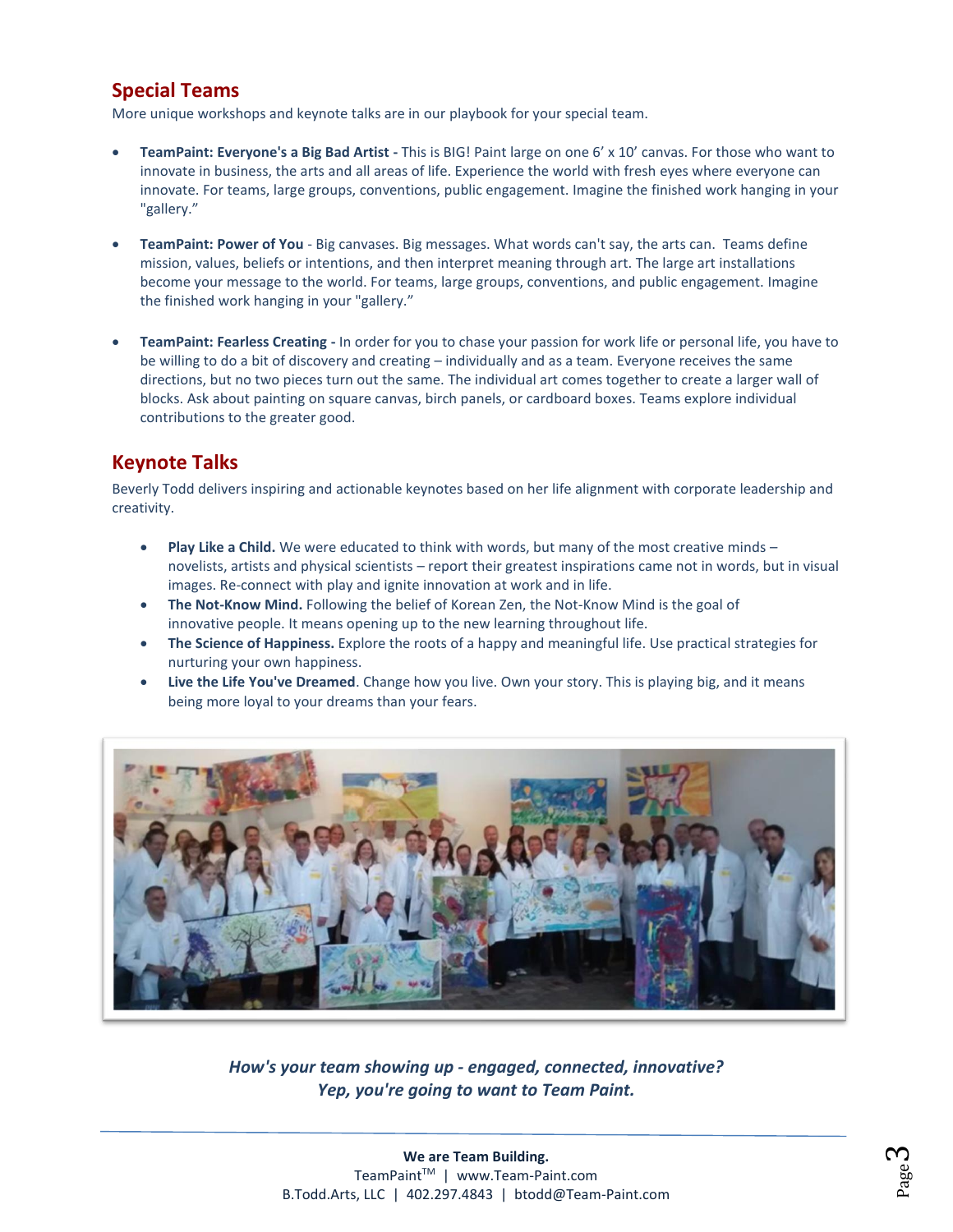## Special Teams

More unique workshops and keynote talks are in our playbook for your special team.

- **TeamPaint: Everyone's a Big Bad Artist -** This is BIG! Paint large on one 6' x 10' canvas. For those who want to innovate in business, the arts and all areas of life. Experience the world with fresh eyes where everyone can innovate. For teams, large groups, conventions, public engagement. Imagine the finished work hanging in your "gallery."

- **TeamPaint: Power of You** - Big canvases. Big messages. What words can't say, the arts can. Teams define mission, values, beliefs or intentions, and then interpret meaning through art. The large art installations become your message to the world. For teams, large groups, conventions, and public engagement. Imagine the finished work hanging in your "gallery."

- **TeamPaint: Fearless Creating -** In order for you to chase your passion for work life or personal life, you have to be willing to do a bit of discovery and creating – individually and as a team. Everyone receives the same directions, but no two pieces turn out the same. The individual art comes together to create a larger wall of blocks. Ask about painting on square canvas, birch panels, or cardboard boxes. Teams explore individual contributions to the greater good.

## Keynote Talks

Beverly Todd delivers inspiring and actionable keynotes based on her life alignment with corporate leadership and creativity.

- **Play Like a Child.** We were educated to think with words, but many of the most creative minds – novelists, artists and physical scientists – report their greatest inspirations came not in words, but in visual images. Re-connect with play and ignite innovation at work and in life.
- **The Not-Know Mind.** Following the belief of Korean Zen, the Not-Know Mind is the goal of innovative people. It means opening up to the new learning throughout life.
- **The Science of Happiness.** Explore the roots of a happy and meaningful life. Use practical strategies for nurturing your own happiness.
- **Live the Life You've Dreamed**. Change how you live. Own your story. This is playing big, and it means being more loyal to your dreams than your fears.

***How's your team showing up - engaged, connected, innovative?***
***Yep, you're going to want to Team Paint.***

**We are Team Building.**
TeamPaint™ | www.Team-Paint.com
B.Todd.Arts, LLC | 402.297.4843 | btodd@Team-Paint.com